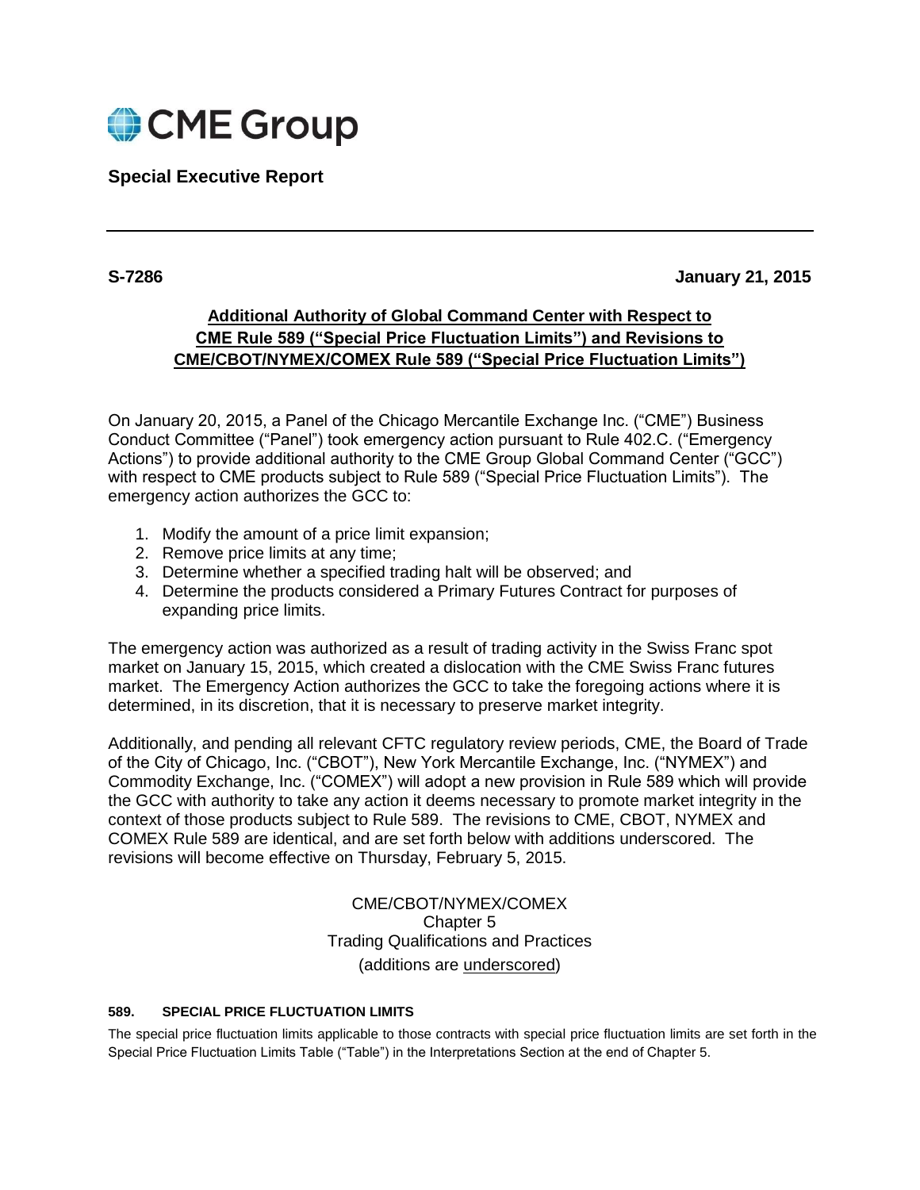CME Group

**Special Executive Report**

---

**S-7286** **January 21, 2015**

## Additional Authority of Global Command Center with Respect to CME Rule 589 ("Special Price Fluctuation Limits") and Revisions to CME/CBOT/NYMEX/COMEX Rule 589 ("Special Price Fluctuation Limits")

On January 20, 2015, a Panel of the Chicago Mercantile Exchange Inc. ("CME") Business Conduct Committee ("Panel") took emergency action pursuant to Rule 402.C. ("Emergency Actions") to provide additional authority to the CME Group Global Command Center ("GCC") with respect to CME products subject to Rule 589 ("Special Price Fluctuation Limits"). The emergency action authorizes the GCC to:

1. Modify the amount of a price limit expansion;
2. Remove price limits at any time;
3. Determine whether a specified trading halt will be observed; and
4. Determine the products considered a Primary Futures Contract for purposes of expanding price limits.

The emergency action was authorized as a result of trading activity in the Swiss Franc spot market on January 15, 2015, which created a dislocation with the CME Swiss Franc futures market. The Emergency Action authorizes the GCC to take the foregoing actions where it is determined, in its discretion, that it is necessary to preserve market integrity.

Additionally, and pending all relevant CFTC regulatory review periods, CME, the Board of Trade of the City of Chicago, Inc. ("CBOT"), New York Mercantile Exchange, Inc. ("NYMEX") and Commodity Exchange, Inc. ("COMEX") will adopt a new provision in Rule 589 which will provide the GCC with authority to take any action it deems necessary to promote market integrity in the context of those products subject to Rule 589. The revisions to CME, CBOT, NYMEX and COMEX Rule 589 are identical, and are set forth below with additions underscored. The revisions will become effective on Thursday, February 5, 2015.

CME/CBOT/NYMEX/COMEX
Chapter 5
Trading Qualifications and Practices
(additions are <u>underscored</u>)

**589. SPECIAL PRICE FLUCTUATION LIMITS**

The special price fluctuation limits applicable to those contracts with special price fluctuation limits are set forth in the Special Price Fluctuation Limits Table ("Table") in the Interpretations Section at the end of Chapter 5.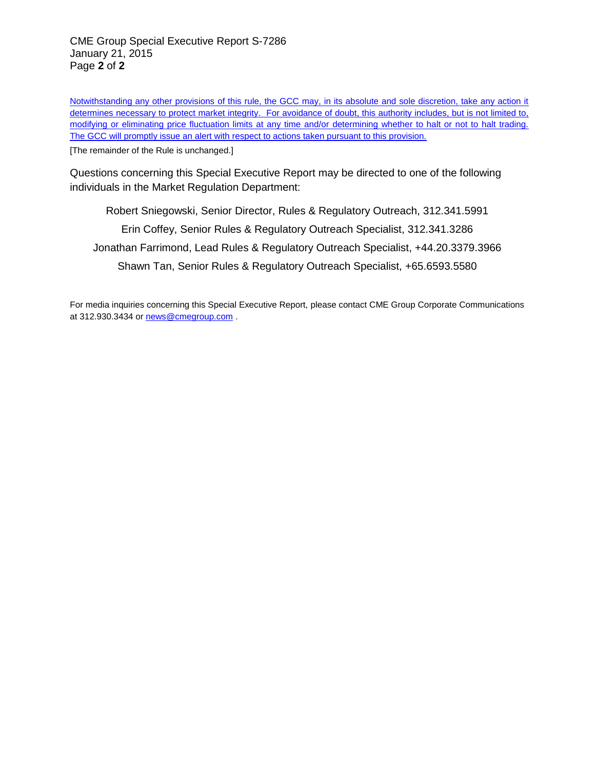<u>Notwithstanding any other provisions of this rule, the GCC may, in its absolute and sole discretion, take any action it determines necessary to protect market integrity. For avoidance of doubt, this authority includes, but is not limited to, modifying or eliminating price fluctuation limits at any time and/or determining whether to halt or not to halt trading. The GCC will promptly issue an alert with respect to actions taken pursuant to this provision.</u>

[The remainder of the Rule is unchanged.]

Questions concerning this Special Executive Report may be directed to one of the following individuals in the Market Regulation Department:

Robert Sniegowski, Senior Director, Rules & Regulatory Outreach, 312.341.5991

Erin Coffey, Senior Rules & Regulatory Outreach Specialist, 312.341.3286

Jonathan Farrimond, Lead Rules & Regulatory Outreach Specialist, +44.20.3379.3966

Shawn Tan, Senior Rules & Regulatory Outreach Specialist, +65.6593.5580

For media inquiries concerning this Special Executive Report, please contact CME Group Corporate Communications at 312.930.3434 or news@cmegroup.com .